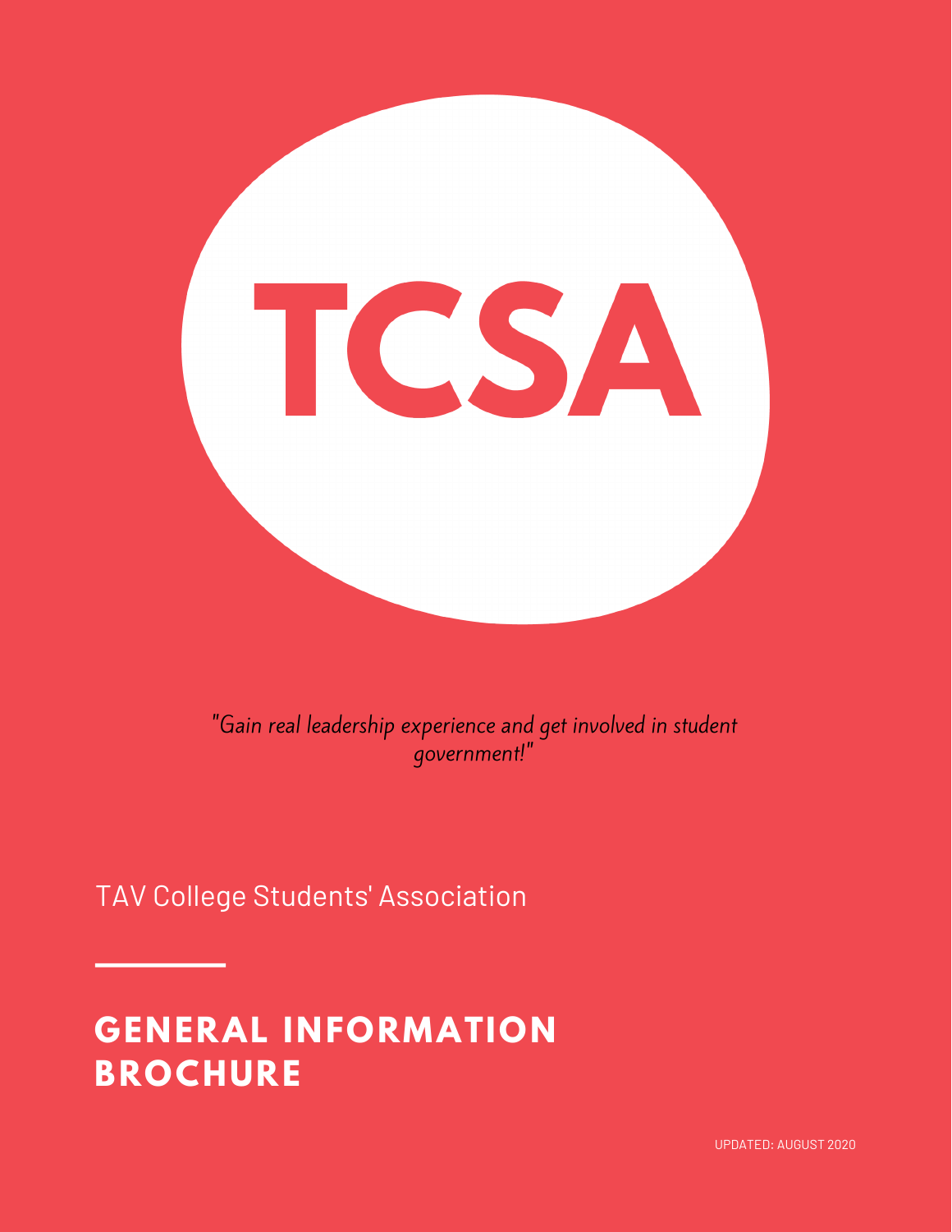# TCSA

*"Gain real leadership experience and get involved in student government!"*

TAV College Students' Association

## GENERAL INFORMATION BROCHURE

UPDATED: AUGUST 2020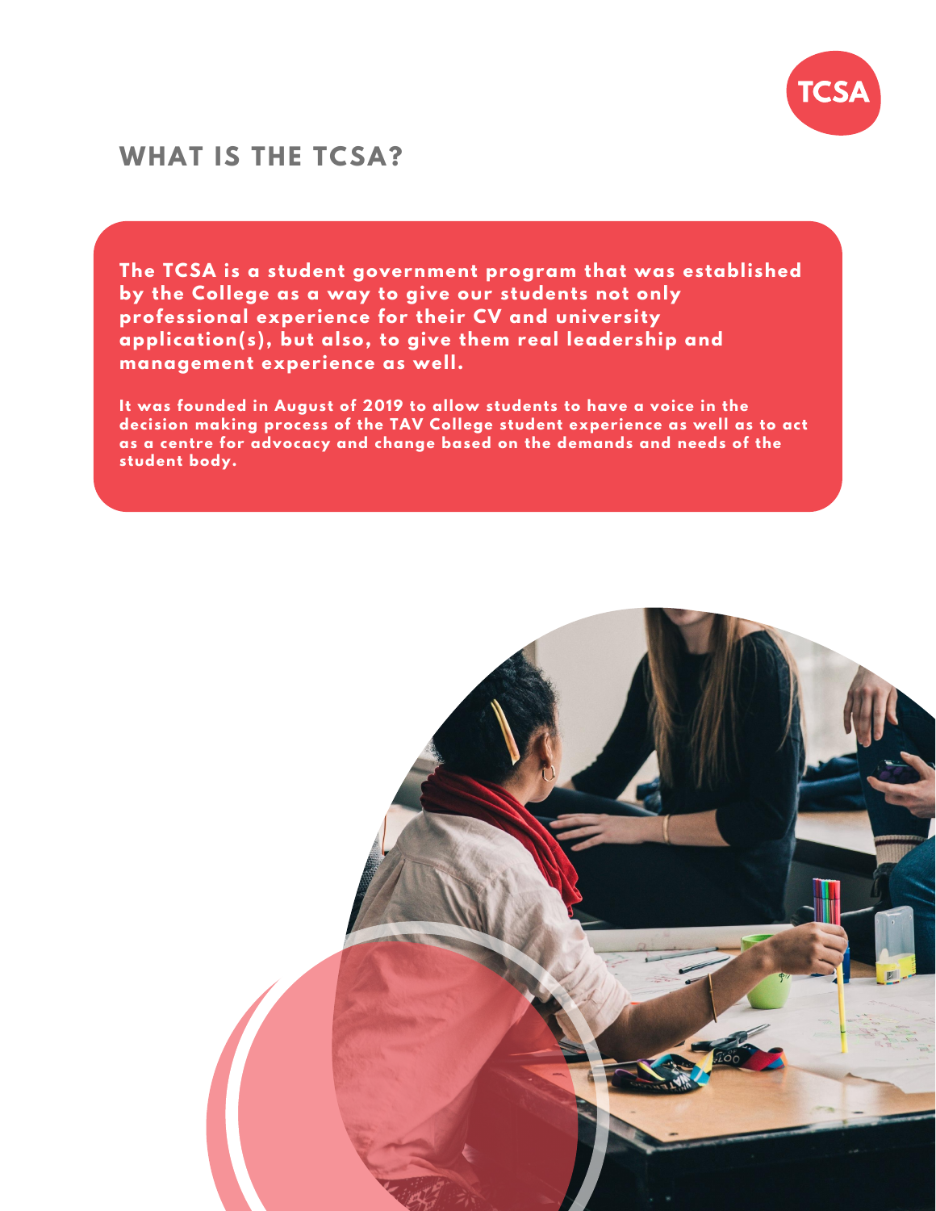TCSA

# WHAT IS THE TCSA?

**The TCSA is a student government program that was established by the College as a way to give our students not only professional experience for their CV and university application(s), but also, to give them real leadership and management experience as well.**

**It was founded in August of 2019 to allow students to have a voice in the decision making process of the TAV College student experience as well as to act as a centre for advocacy and change based on the demands and needs of the student body.**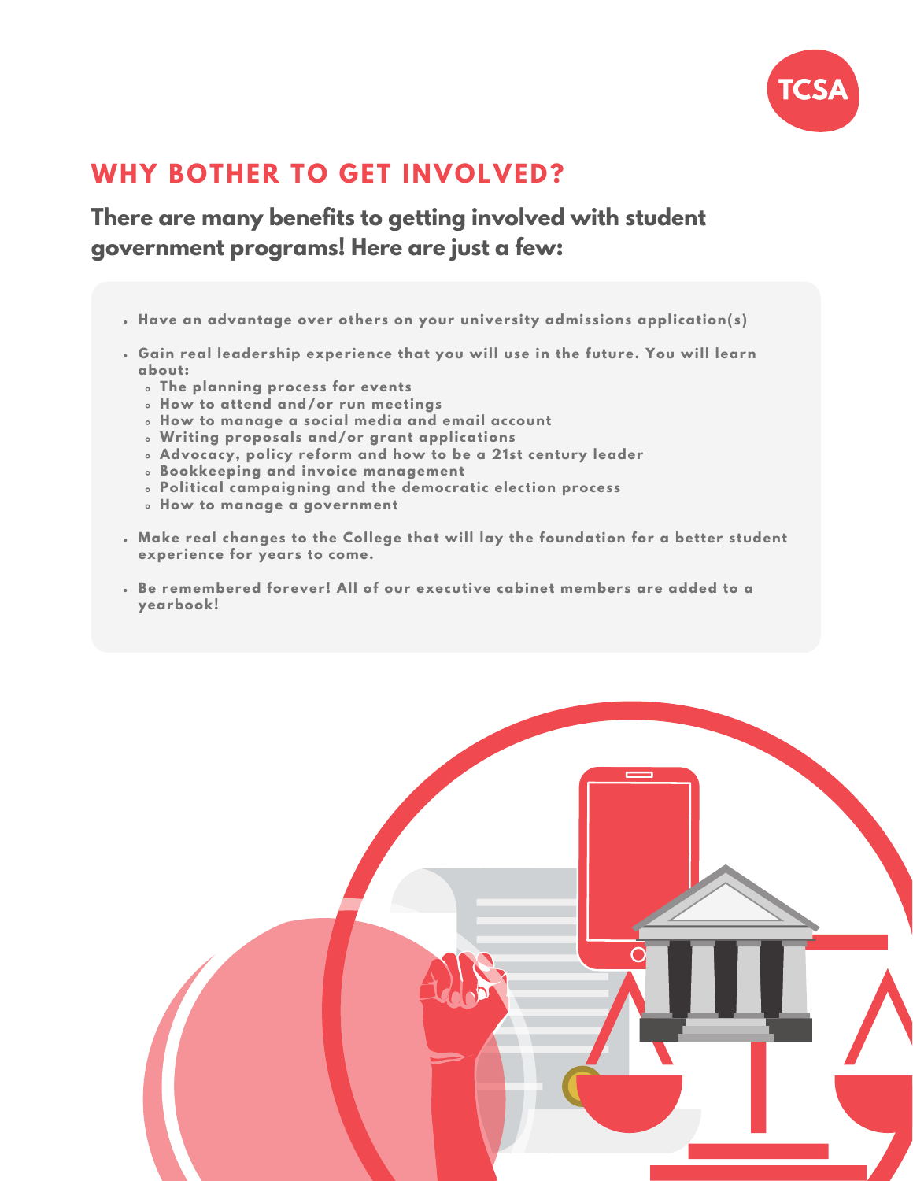## WHY BOTHER TO GET INVOLVED?

### There are many benefits to getting involved with student government programs! Here are just a few:

- **Have an advantage over others on your university admissions application(s)**
- **Gain real leadership experience that you will use in the future. You will learn about:**
  - **The planning process for events**
  - **How to attend and/or run meetings**
  - **How to manage a social media and email account**
  - **Writing proposals and/or grant applications**
  - **Advocacy, policy reform and how to be a 21st century leader**
  - **Bookkeeping and invoice management**
  - **Political campaigning and the democratic election process**
  - **How to manage a government**
- **Make real changes to the College that will lay the foundation for a better student experience for years to come.**
- **Be remembered forever! All of our executive cabinet members are added to a yearbook!**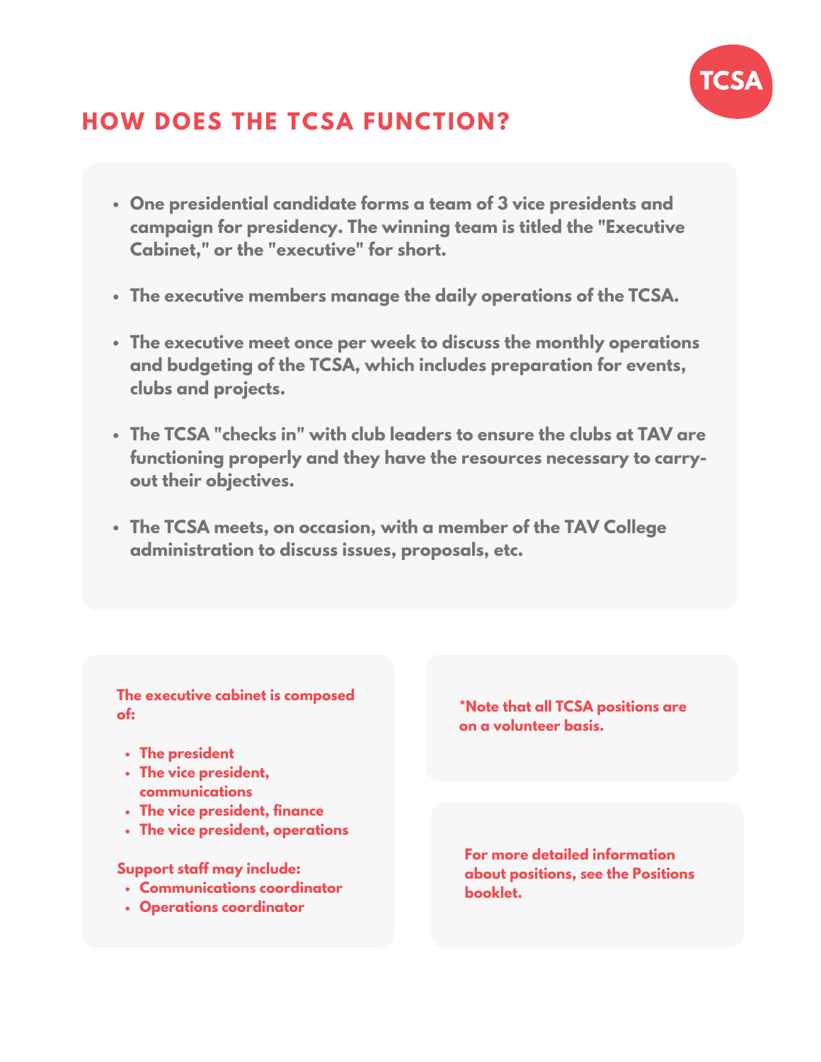# HOW DOES THE TCSA FUNCTION?

- **One presidential candidate forms a team of 3 vice presidents and campaign for presidency. The winning team is titled the "Executive Cabinet," or the "executive" for short.**
- **The executive members manage the daily operations of the TCSA.**
- **The executive meet once per week to discuss the monthly operations and budgeting of the TCSA, which includes preparation for events, clubs and projects.**
- **The TCSA "checks in" with club leaders to ensure the clubs at TAV are functioning properly and they have the resources necessary to carry-out their objectives.**
- **The TCSA meets, on occasion, with a member of the TAV College administration to discuss issues, proposals, etc.**

**The executive cabinet is composed of:**

- **The president**
- **The vice president, communications**
- **The vice president, finance**
- **The vice president, operations**

**Support staff may include:**

- **Communications coordinator**
- **Operations coordinator**

***Note that all TCSA positions are on a volunteer basis.**

**For more detailed information about positions, see the Positions booklet.**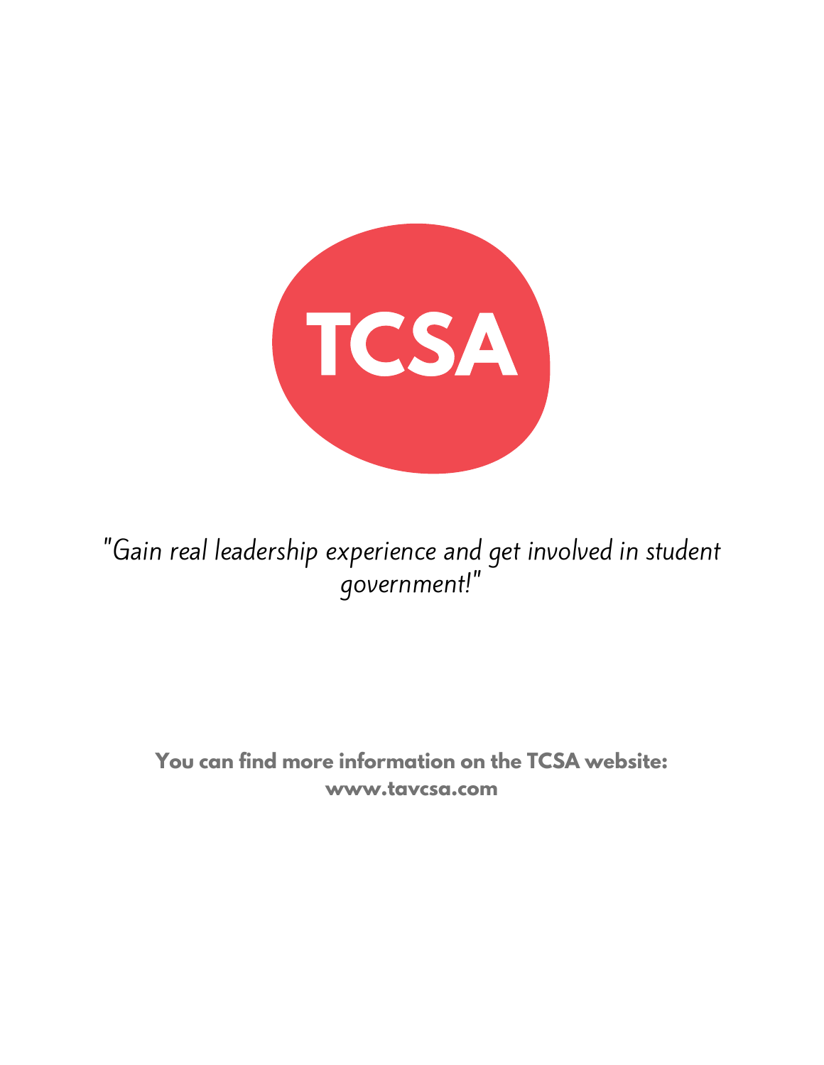TCSA

*"Gain real leadership experience and get involved in student government!"*

**You can find more information on the TCSA website: www.tavcsa.com**